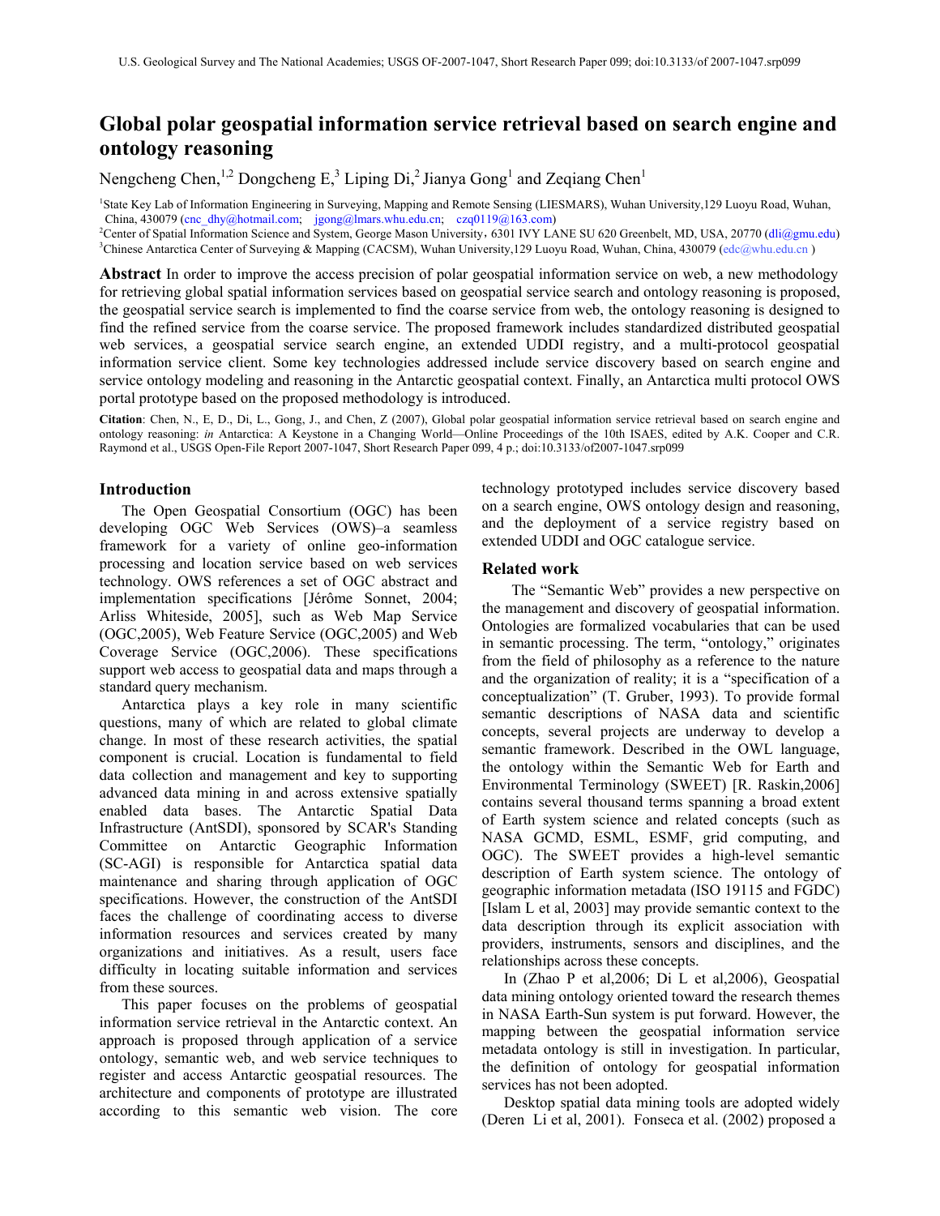# Global polar geospatial information service retrieval based on search engine and ontology reasoning

Nengcheng Chen,[1,2] Dongcheng E,[3] Liping Di,[2] Jianya Gong[1] and Zeqiang Chen[1]

[1]State Key Lab of Information Engineering in Surveying, Mapping and Remote Sensing (LIESMARS), Wuhan University,129 Luoyu Road, Wuhan, China, 430079 (cnc_dhy@hotmail.com; jgong@lmars.whu.edu.cn; czq0119@163.com)

[2]Center of Spatial Information Science and System, George Mason University，6301 IVY LANE SU 620 Greenbelt, MD, USA, 20770 (dli@gmu.edu)

[3]Chinese Antarctica Center of Surveying & Mapping (CACSM), Wuhan University,129 Luoyu Road, Wuhan, China, 430079 (edc@whu.edu.cn )

**Abstract** In order to improve the access precision of polar geospatial information service on web, a new methodology for retrieving global spatial information services based on geospatial service search and ontology reasoning is proposed, the geospatial service search is implemented to find the coarse service from web, the ontology reasoning is designed to find the refined service from the coarse service. The proposed framework includes standardized distributed geospatial web services, a geospatial service search engine, an extended UDDI registry, and a multi-protocol geospatial information service client. Some key technologies addressed include service discovery based on search engine and service ontology modeling and reasoning in the Antarctic geospatial context. Finally, an Antarctica multi protocol OWS portal prototype based on the proposed methodology is introduced.

**Citation**: Chen, N., E, D., Di, L., Gong, J., and Chen, Z (2007), Global polar geospatial information service retrieval based on search engine and ontology reasoning: *in* Antarctica: A Keystone in a Changing World—Online Proceedings of the 10th ISAES, edited by A.K. Cooper and C.R. Raymond et al., USGS Open-File Report 2007-1047, Short Research Paper 099, 4 p.; doi:10.3133/of2007-1047.srp099

## Introduction

The Open Geospatial Consortium (OGC) has been developing OGC Web Services (OWS)–a seamless framework for a variety of online geo-information processing and location service based on web services technology. OWS references a set of OGC abstract and implementation specifications [Jérôme Sonnet, 2004; Arliss Whiteside, 2005], such as Web Map Service (OGC,2005), Web Feature Service (OGC,2005) and Web Coverage Service (OGC,2006). These specifications support web access to geospatial data and maps through a standard query mechanism.

Antarctica plays a key role in many scientific questions, many of which are related to global climate change. In most of these research activities, the spatial component is crucial. Location is fundamental to field data collection and management and key to supporting advanced data mining in and across extensive spatially enabled data bases. The Antarctic Spatial Data Infrastructure (AntSDI), sponsored by SCAR's Standing Committee on Antarctic Geographic Information (SC-AGI) is responsible for Antarctica spatial data maintenance and sharing through application of OGC specifications. However, the construction of the AntSDI faces the challenge of coordinating access to diverse information resources and services created by many organizations and initiatives. As a result, users face difficulty in locating suitable information and services from these sources.

This paper focuses on the problems of geospatial information service retrieval in the Antarctic context. An approach is proposed through application of a service ontology, semantic web, and web service techniques to register and access Antarctic geospatial resources. The architecture and components of prototype are illustrated according to this semantic web vision. The core technology prototyped includes service discovery based on a search engine, OWS ontology design and reasoning, and the deployment of a service registry based on extended UDDI and OGC catalogue service.

## Related work

The “Semantic Web” provides a new perspective on the management and discovery of geospatial information. Ontologies are formalized vocabularies that can be used in semantic processing. The term, “ontology,” originates from the field of philosophy as a reference to the nature and the organization of reality; it is a “specification of a conceptualization” (T. Gruber, 1993). To provide formal semantic descriptions of NASA data and scientific concepts, several projects are underway to develop a semantic framework. Described in the OWL language, the ontology within the Semantic Web for Earth and Environmental Terminology (SWEET) [R. Raskin,2006] contains several thousand terms spanning a broad extent of Earth system science and related concepts (such as NASA GCMD, ESML, ESMF, grid computing, and OGC). The SWEET provides a high-level semantic description of Earth system science. The ontology of geographic information metadata (ISO 19115 and FGDC) [Islam L et al, 2003] may provide semantic context to the data description through its explicit association with providers, instruments, sensors and disciplines, and the relationships across these concepts.

In (Zhao P et al,2006; Di L et al,2006), Geospatial data mining ontology oriented toward the research themes in NASA Earth-Sun system is put forward. However, the mapping between the geospatial information service metadata ontology is still in investigation. In particular, the definition of ontology for geospatial information services has not been adopted.

Desktop spatial data mining tools are adopted widely (Deren Li et al, 2001). Fonseca et al. (2002) proposed a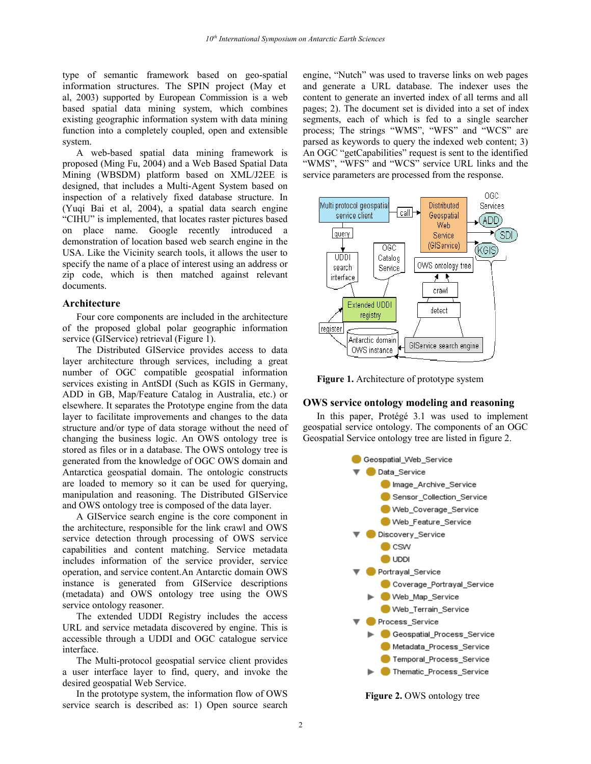type of semantic framework based on geo-spatial information structures. The SPIN project (May et al, 2003) supported by European Commission is a web based spatial data mining system, which combines existing geographic information system with data mining function into a completely coupled, open and extensible system.

A web-based spatial data mining framework is proposed (Ming Fu, 2004) and a Web Based Spatial Data Mining (WBSDM) platform based on XML/J2EE is designed, that includes a Multi-Agent System based on inspection of a relatively fixed database structure. In (Yuqi Bai et al, 2004), a spatial data search engine "CIHU" is implemented, that locates raster pictures based on place name. Google recently introduced a demonstration of location based web search engine in the USA. Like the Vicinity search tools, it allows the user to specify the name of a place of interest using an address or zip code, which is then matched against relevant documents.

## Architecture

Four core components are included in the architecture of the proposed global polar geographic information service (GIService) retrieval (Figure 1).

The Distributed GIService provides access to data layer architecture through services, including a great number of OGC compatible geospatial information services existing in AntSDI (Such as KGIS in Germany, ADD in GB, Map/Feature Catalog in Australia, etc.) or elsewhere. It separates the Prototype engine from the data layer to facilitate improvements and changes to the data structure and/or type of data storage without the need of changing the business logic. An OWS ontology tree is stored as files or in a database. The OWS ontology tree is generated from the knowledge of OGC OWS domain and Antarctica geospatial domain. The ontologic constructs are loaded to memory so it can be used for querying, manipulation and reasoning. The Distributed GIService and OWS ontology tree is composed of the data layer.

A GIService search engine is the core component in the architecture, responsible for the link crawl and OWS service detection through processing of OWS service capabilities and content matching. Service metadata includes information of the service provider, service operation, and service content.An Antarctic domain OWS instance is generated from GIService descriptions (metadata) and OWS ontology tree using the OWS service ontology reasoner.

The extended UDDI Registry includes the access URL and service metadata discovered by engine. This is accessible through a UDDI and OGC catalogue service interface.

The Multi-protocol geospatial service client provides a user interface layer to find, query, and invoke the desired geospatial Web Service.

In the prototype system, the information flow of OWS service search is described as: 1) Open source search engine, "Nutch" was used to traverse links on web pages and generate a URL database. The indexer uses the content to generate an inverted index of all terms and all pages; 2). The document set is divided into a set of index segments, each of which is fed to a single searcher process; The strings "WMS", "WFS" and "WCS" are parsed as keywords to query the indexed web content; 3) An OGC "getCapabilities" request is sent to the identified "WMS", "WFS" and "WCS" service URL links and the service parameters are processed from the response.

**Figure 1.** Architecture of prototype system

## OWS service ontology modeling and reasoning

In this paper, Protégé 3.1 was used to implement geospatial service ontology. The components of an OGC Geospatial Service ontology tree are listed in figure 2.

**Figure 2.** OWS ontology tree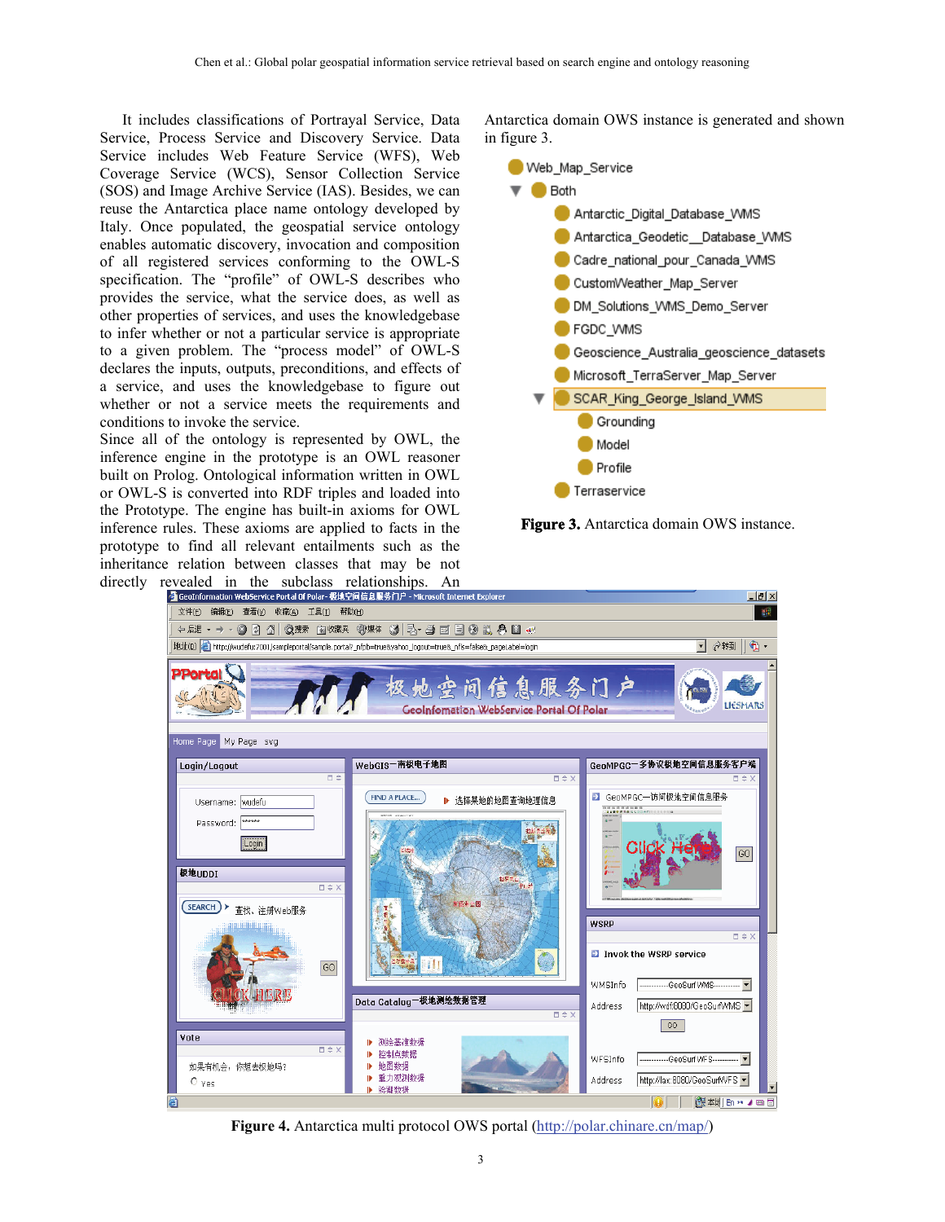It includes classifications of Portrayal Service, Data Service, Process Service and Discovery Service. Data Service includes Web Feature Service (WFS), Web Coverage Service (WCS), Sensor Collection Service (SOS) and Image Archive Service (IAS). Besides, we can reuse the Antarctica place name ontology developed by Italy. Once populated, the geospatial service ontology enables automatic discovery, invocation and composition of all registered services conforming to the OWL-S specification. The "profile" of OWL-S describes who provides the service, what the service does, as well as other properties of services, and uses the knowledgebase to infer whether or not a particular service is appropriate to a given problem. The "process model" of OWL-S declares the inputs, outputs, preconditions, and effects of a service, and uses the knowledgebase to figure out whether or not a service meets the requirements and conditions to invoke the service.

Since all of the ontology is represented by OWL, the inference engine in the prototype is an OWL reasoner built on Prolog. Ontological information written in OWL or OWL-S is converted into RDF triples and loaded into the Prototype. The engine has built-in axioms for OWL inference rules. These axioms are applied to facts in the prototype to find all relevant entailments such as the inheritance relation between classes that may be not directly revealed in the subclass relationships. An Antarctica domain OWS instance is generated and shown in figure 3.

- Web_Map_Service
- Both
  - Antarctic_Digital_Database_WMS
  - Antarctica_Geodetic__Database_WMS
  - Cadre_national_pour_Canada_WMS
  - CustomWeather_Map_Server
  - DM_Solutions_WMS_Demo_Server
  - FGDC_WMS
  - Geoscience_Australia_geoscience_datasets
  - Microsoft_TerraServer_Map_Server
  - SCAR_King_George_Island_WMS
    - Grounding
    - Model
    - Profile
  - Terraservice

**Figure 3.** Antarctica domain OWS instance.

**Figure 4.** Antarctica multi protocol OWS portal (http://polar.chinare.cn/map/)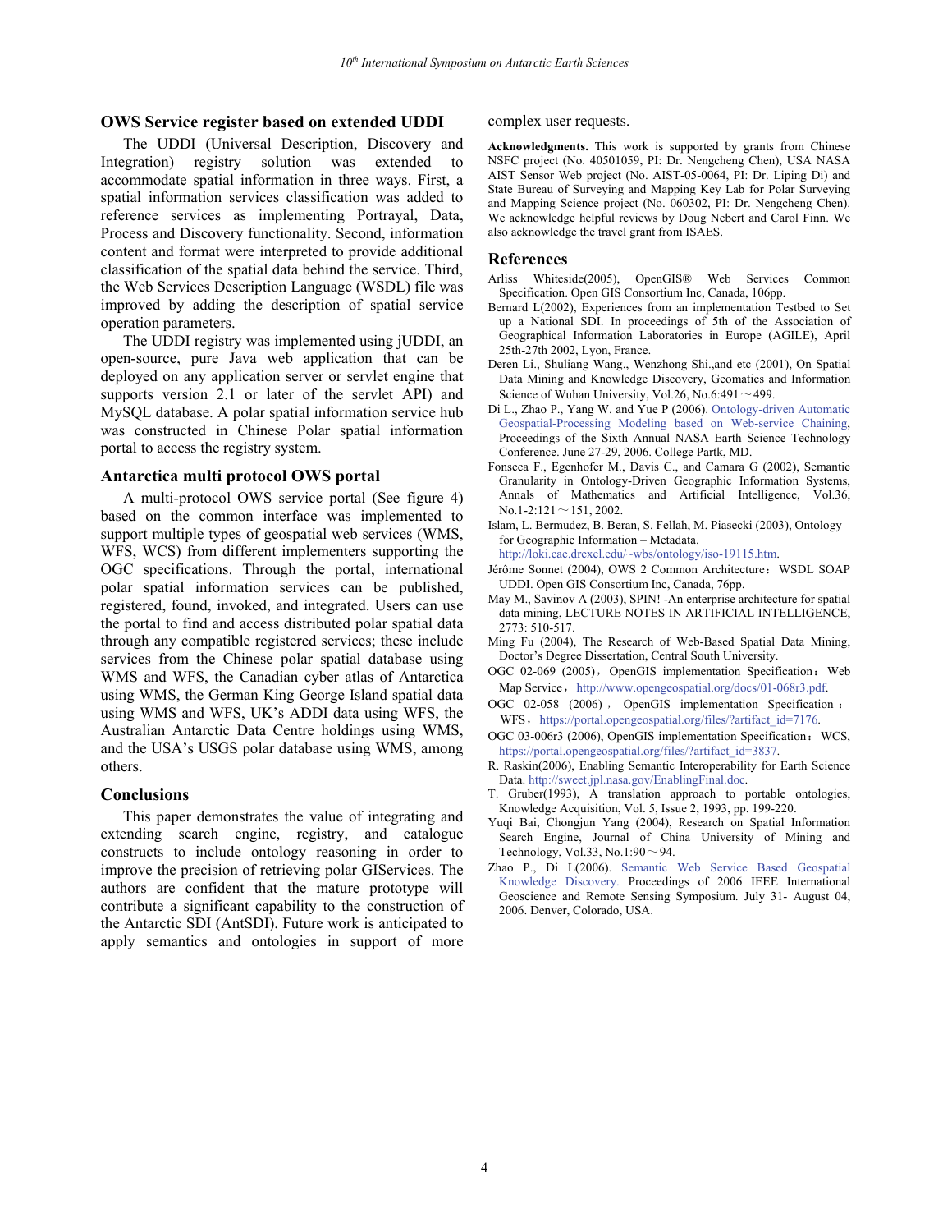## OWS Service register based on extended UDDI

The UDDI (Universal Description, Discovery and Integration) registry solution was extended to accommodate spatial information in three ways. First, a spatial information services classification was added to reference services as implementing Portrayal, Data, Process and Discovery functionality. Second, information content and format were interpreted to provide additional classification of the spatial data behind the service. Third, the Web Services Description Language (WSDL) file was improved by adding the description of spatial service operation parameters.

The UDDI registry was implemented using jUDDI, an open-source, pure Java web application that can be deployed on any application server or servlet engine that supports version 2.1 or later of the servlet API) and MySQL database. A polar spatial information service hub was constructed in Chinese Polar spatial information portal to access the registry system.

## Antarctica multi protocol OWS portal

A multi-protocol OWS service portal (See figure 4) based on the common interface was implemented to support multiple types of geospatial web services (WMS, WFS, WCS) from different implementers supporting the OGC specifications. Through the portal, international polar spatial information services can be published, registered, found, invoked, and integrated. Users can use the portal to find and access distributed polar spatial data through any compatible registered services; these include services from the Chinese polar spatial database using WMS and WFS, the Canadian cyber atlas of Antarctica using WMS, the German King George Island spatial data using WMS and WFS, UK's ADDI data using WFS, the Australian Antarctic Data Centre holdings using WMS, and the USA's USGS polar database using WMS, among others.

## Conclusions

This paper demonstrates the value of integrating and extending search engine, registry, and catalogue constructs to include ontology reasoning in order to improve the precision of retrieving polar GIServices. The authors are confident that the mature prototype will contribute a significant capability to the construction of the Antarctic SDI (AntSDI). Future work is anticipated to apply semantics and ontologies in support of more complex user requests.

**Acknowledgments.** This work is supported by grants from Chinese NSFC project (No. 40501059, PI: Dr. Nengcheng Chen), USA NASA AIST Sensor Web project (No. AIST-05-0064, PI: Dr. Liping Di) and State Bureau of Surveying and Mapping Key Lab for Polar Surveying and Mapping Science project (No. 060302, PI: Dr. Nengcheng Chen). We acknowledge helpful reviews by Doug Nebert and Carol Finn. We also acknowledge the travel grant from ISAES.

## References

Arliss Whiteside(2005), OpenGIS® Web Services Common Specification. Open GIS Consortium Inc, Canada, 106pp.

Bernard L(2002), Experiences from an implementation Testbed to Set up a National SDI. In proceedings of 5th of the Association of Geographical Information Laboratories in Europe (AGILE), April 25th-27th 2002, Lyon, France.

Deren Li., Shuliang Wang., Wenzhong Shi.,and etc (2001), On Spatial Data Mining and Knowledge Discovery, Geomatics and Information Science of Wuhan University, Vol.26, No.6:491～499.

Di L., Zhao P., Yang W. and Yue P (2006). Ontology-driven Automatic Geospatial-Processing Modeling based on Web-service Chaining, Proceedings of the Sixth Annual NASA Earth Science Technology Conference. June 27-29, 2006. College Partk, MD.

Fonseca F., Egenhofer M., Davis C., and Camara G (2002), Semantic Granularity in Ontology-Driven Geographic Information Systems, Annals of Mathematics and Artificial Intelligence, Vol.36, No.1-2:121～151, 2002.

Islam, L. Bermudez, B. Beran, S. Fellah, M. Piasecki (2003), Ontology for Geographic Information – Metadata. http://loki.cae.drexel.edu/~wbs/ontology/iso-19115.htm.

Jérôme Sonnet (2004), OWS 2 Common Architecture：WSDL SOAP UDDI. Open GIS Consortium Inc, Canada, 76pp.

May M., Savinov A (2003), SPIN! -An enterprise architecture for spatial data mining, LECTURE NOTES IN ARTIFICIAL INTELLIGENCE, 2773: 510-517.

Ming Fu (2004), The Research of Web-Based Spatial Data Mining, Doctor's Degree Dissertation, Central South University.

OGC 02-069 (2005)，OpenGIS implementation Specification：Web Map Service，http://www.opengeospatial.org/docs/01-068r3.pdf.

OGC 02-058 (2006)，OpenGIS implementation Specification：WFS，https://portal.opengeospatial.org/files/?artifact_id=7176.

OGC 03-006r3 (2006), OpenGIS implementation Specification：WCS, https://portal.opengeospatial.org/files/?artifact_id=3837.

R. Raskin(2006), Enabling Semantic Interoperability for Earth Science Data. http://sweet.jpl.nasa.gov/EnablingFinal.doc.

T. Gruber(1993), A translation approach to portable ontologies, Knowledge Acquisition, Vol. 5, Issue 2, 1993, pp. 199-220.

Yuqi Bai, Chongjun Yang (2004), Research on Spatial Information Search Engine, Journal of China University of Mining and Technology, Vol.33, No.1:90～94.

Zhao P., Di L(2006). Semantic Web Service Based Geospatial Knowledge Discovery. Proceedings of 2006 IEEE International Geoscience and Remote Sensing Symposium. July 31- August 04, 2006. Denver, Colorado, USA.